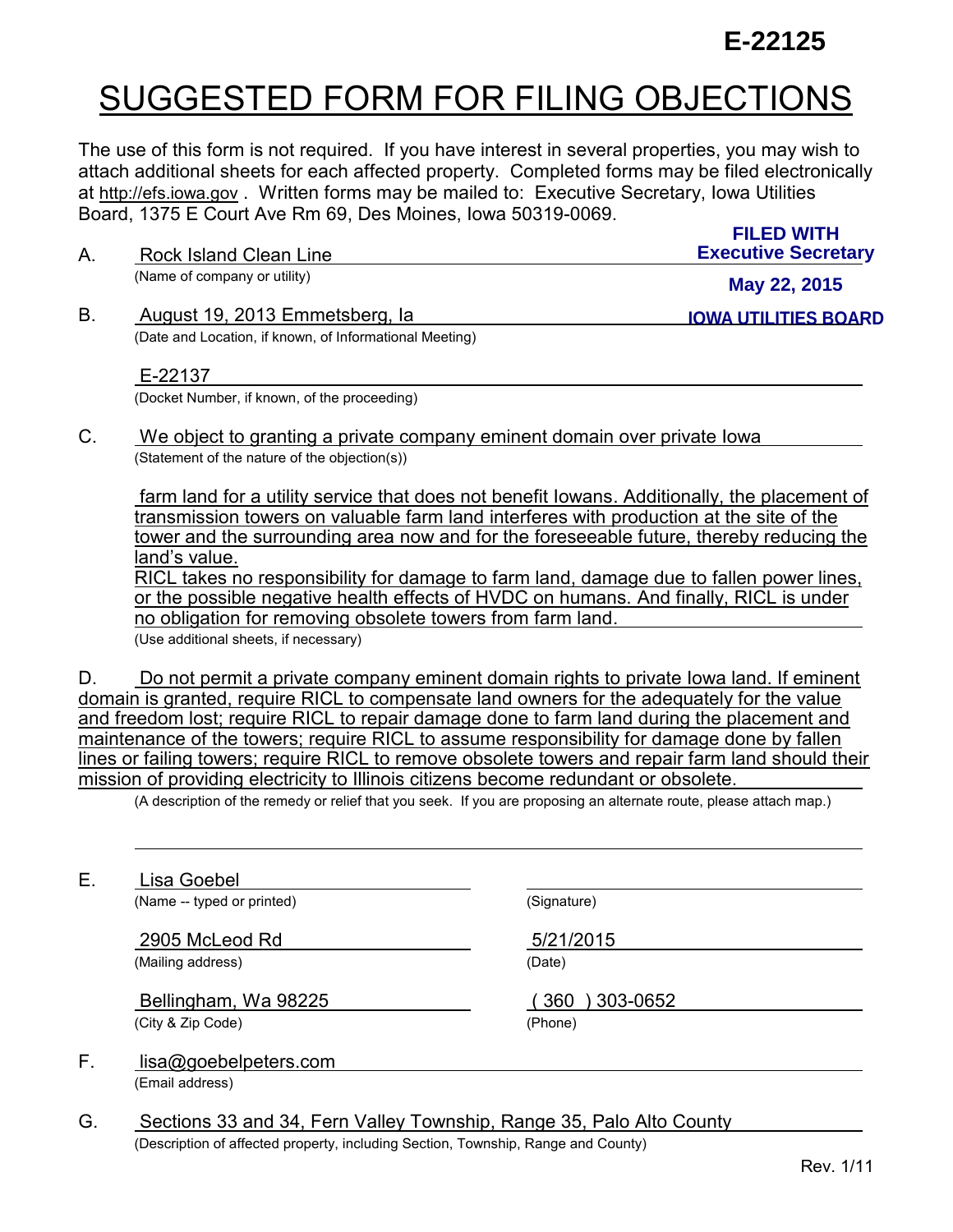E-22125

# SUGGESTED FORM FOR FILING OBJECTIONS

The use of this form is not required. If you have interest in several properties, you may wish to attach additional sheets for each affected property. Completed forms may be filed electronically at http://efs.iowa.gov . Written forms may be mailed to: Executive Secretary, Iowa Utilities Board, 1375 E Court Ave Rm 69, Des Moines, Iowa 50319-0069.

**FILED WITH**
**Executive Secretary**
**May 22, 2015**
**IOWA UTILITIES BOARD**

A. Rock Island Clean Line
(Name of company or utility)

B. August 19, 2013 Emmetsberg, Ia
(Date and Location, if known, of Informational Meeting)

E-22137
(Docket Number, if known, of the proceeding)

C. We object to granting a private company eminent domain over private Iowa
(Statement of the nature of the objection(s))

farm land for a utility service that does not benefit Iowans. Additionally, the placement of transmission towers on valuable farm land interferes with production at the site of the tower and the surrounding area now and for the foreseeable future, thereby reducing the land's value.
RICL takes no responsibility for damage to farm land, damage due to fallen power lines, or the possible negative health effects of HVDC on humans. And finally, RICL is under no obligation for removing obsolete towers from farm land.
(Use additional sheets, if necessary)

D. Do not permit a private company eminent domain rights to private Iowa land. If eminent domain is granted, require RICL to compensate land owners for the adequately for the value and freedom lost; require RICL to repair damage done to farm land during the placement and maintenance of the towers; require RICL to assume responsibility for damage done by fallen lines or failing towers; require RICL to remove obsolete towers and repair farm land should their mission of providing electricity to Illinois citizens become redundant or obsolete.
(A description of the remedy or relief that you seek. If you are proposing an alternate route, please attach map.)

E. Lisa Goebel
(Name -- typed or printed)

(Signature)

2905 McLeod Rd
(Mailing address)

5/21/2015
(Date)

Bellingham, Wa 98225
(City & Zip Code)

( 360 ) 303-0652
(Phone)

F. lisa@goebelpeters.com
(Email address)

G. Sections 33 and 34, Fern Valley Township, Range 35, Palo Alto County
(Description of affected property, including Section, Township, Range and County)

Rev. 1/11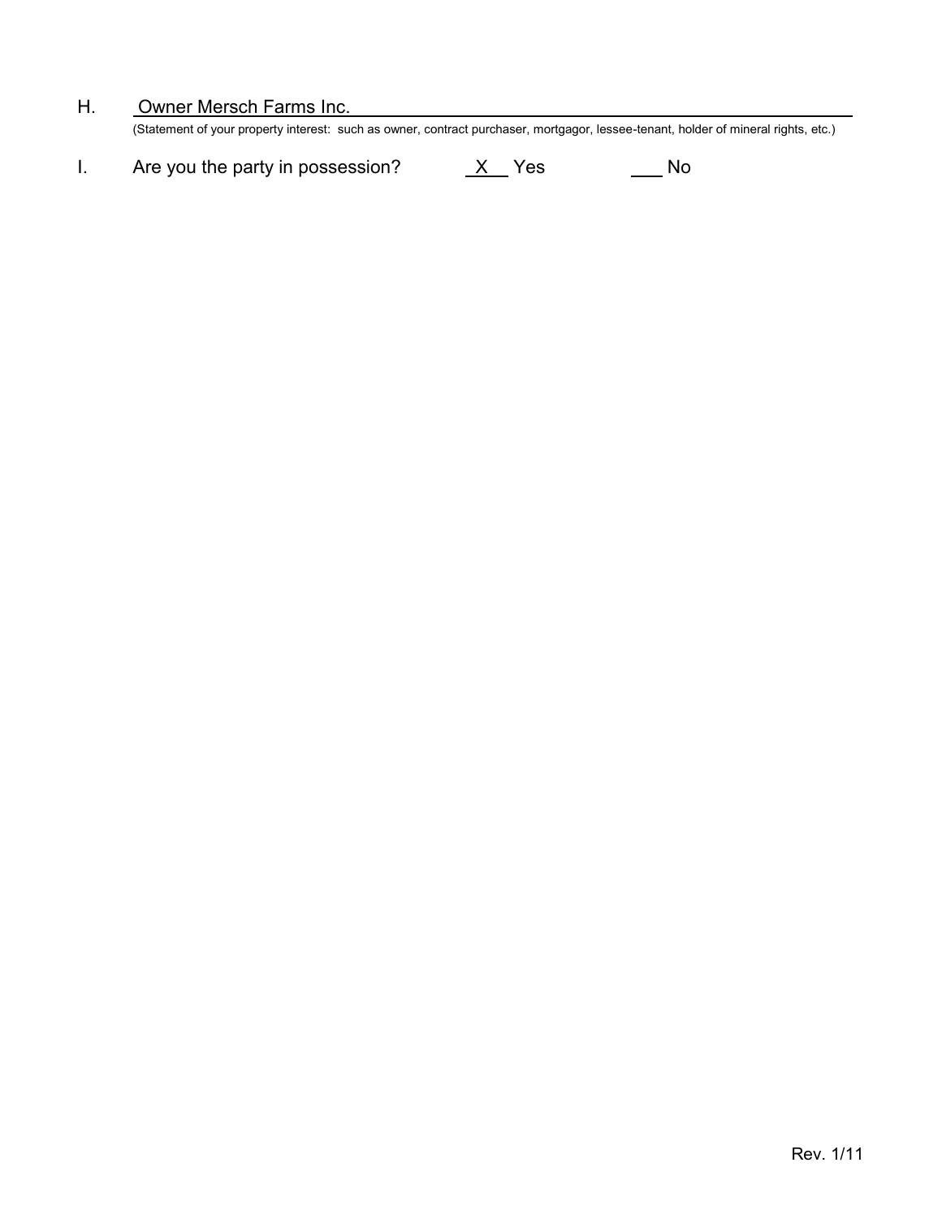H. Owner Mersch Farms Inc.

(Statement of your property interest: such as owner, contract purchaser, mortgagor, lessee-tenant, holder of mineral rights, etc.)

I. Are you the party in possession? X Yes ___ No

Rev. 1/11